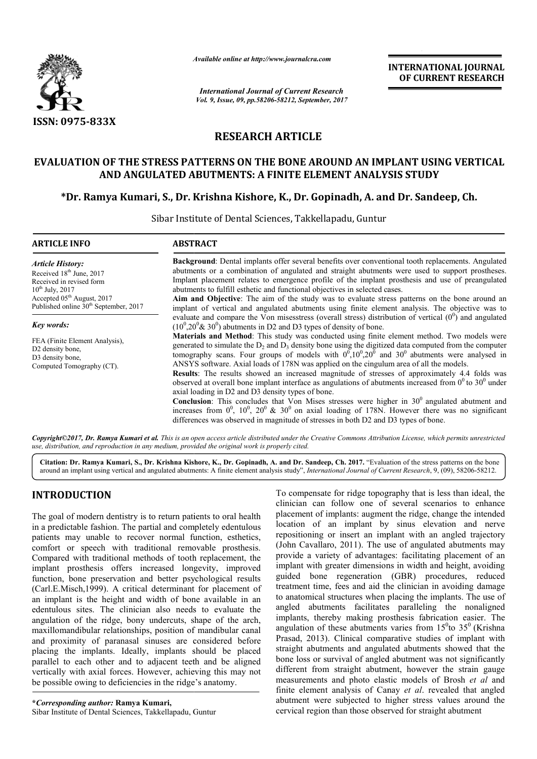*Available online at http://www.journalcra.com*

*International Journal of Current Research*
*Vol. 9, Issue, 09, pp.58206-58212, September, 2017*

**INTERNATIONAL JOURNAL OF CURRENT RESEARCH**

**ISSN: 0975-833X**

## RESEARCH ARTICLE

# EVALUATION OF THE STRESS PATTERNS ON THE BONE AROUND AN IMPLANT USING VERTICAL AND ANGULATED ABUTMENTS: A FINITE ELEMENT ANALYSIS STUDY

**\*Dr. Ramya Kumari, S., Dr. Krishna Kishore, K., Dr. Gopinadh, A. and Dr. Sandeep, Ch.**

Sibar Institute of Dental Sciences, Takkellapadu, Guntur

### ARTICLE INFO

*Article History:*

Received 18[th] June, 2017
Received in revised form 10[th] July, 2017
Accepted 05[th] August, 2017
Published online 30[th] September, 2017

*Key words:*

FEA (Finite Element Analysis),
D2 density bone,
D3 density bone,
Computed Tomography (CT).

### ABSTRACT

**Background**: Dental implants offer several benefits over conventional tooth replacements. Angulated abutments or a combination of angulated and straight abutments were used to support prostheses. Implant placement relates to emergence profile of the implant prosthesis and use of preangulated abutments to fulfill esthetic and functional objectives in selected cases.

**Aim and Objective**: The aim of the study was to evaluate stress patterns on the bone around an implant of vertical and angulated abutments using finite element analysis. The objective was to evaluate and compare the Von misesstress (overall stress) distribution of vertical ($0^0$) and angulated ($10^0$,$20^0$& $30^0$) abutments in D2 and D3 types of density of bone.

**Materials and Method**: This study was conducted using finite element method. Two models were generated to simulate the $D_2$ and $D_3$ density bone using the digitized data computed from the computer tomography scans. Four groups of models with $0^0$,$10^0$,$20^0$ and $30^0$ abutments were analysed in ANSYS software. Axial loads of 178N was applied on the cingulum area of all the models.

**Results**: The results showed an increased magnitude of stresses of approximately 4.4 folds was observed at overall bone implant interface as angulations of abutments increased from $0^0$ to $30^0$ under axial loading in D2 and D3 density types of bone.

**Conclusion**: This concludes that Von Mises stresses were higher in $30^0$ angulated abutment and increases from $0^0$, $10^0$, $20^0$ & $30^0$ on axial loading of 178N. However there was no significant differences was observed in magnitude of stresses in both D2 and D3 types of bone.

*Copyright©2017, Dr. Ramya Kumari et al. This is an open access article distributed under the Creative Commons Attribution License, which permits unrestricted use, distribution, and reproduction in any medium, provided the original work is properly cited.*

**Citation: Dr. Ramya Kumari, S., Dr. Krishna Kishore, K., Dr. Gopinadh, A. and Dr. Sandeep, Ch. 2017.** "Evaluation of the stress patterns on the bone around an implant using vertical and angulated abutments: A finite element analysis study", *International Journal of Current Research*, 9, (09), 58206-58212.

## INTRODUCTION

The goal of modern dentistry is to return patients to oral health in a predictable fashion. The partial and completely edentulous patients may unable to recover normal function, esthetics, comfort or speech with traditional removable prosthesis. Compared with traditional methods of tooth replacement, the implant prosthesis offers increased longevity, improved function, bone preservation and better psychological results (Carl.E.Misch,1999). A critical determinant for placement of an implant is the height and width of bone available in an edentulous sites. The clinician also needs to evaluate the angulation of the ridge, bony undercuts, shape of the arch, maxillomandibular relationships, position of mandibular canal and proximity of paranasal sinuses are considered before placing the implants. Ideally, implants should be placed parallel to each other and to adjacent teeth and be aligned vertically with axial forces. However, achieving this may not be possible owing to deficiencies in the ridge's anatomy.

To compensate for ridge topography that is less than ideal, the clinician can follow one of several scenarios to enhance placement of implants: augment the ridge, change the intended location of an implant by sinus elevation and nerve repositioning or insert an implant with an angled trajectory (John Cavallaro, 2011). The use of angulated abutments may provide a variety of advantages: facilitating placement of an implant with greater dimensions in width and height, avoiding guided bone regeneration (GBR) procedures, reduced treatment time, fees and aid the clinician in avoiding damage to anatomical structures when placing the implants. The use of angled abutments facilitates paralleling the nonaligned implants, thereby making prosthesis fabrication easier. The angulation of these abutments varies from $15^0$to $35^0$ (Krishna Prasad, 2013). Clinical comparative studies of implant with straight abutments and angulated abutments showed that the bone loss or survival of angled abutment was not significantly different from straight abutment, however the strain gauge measurements and photo elastic models of Brosh *et al* and finite element analysis of Canay *et al*. revealed that angled abutment were subjected to higher stress values around the cervical region than those observed for straight abutment

**\*Corresponding author:** **Ramya Kumari,**
Sibar Institute of Dental Sciences, Takkellapadu, Guntur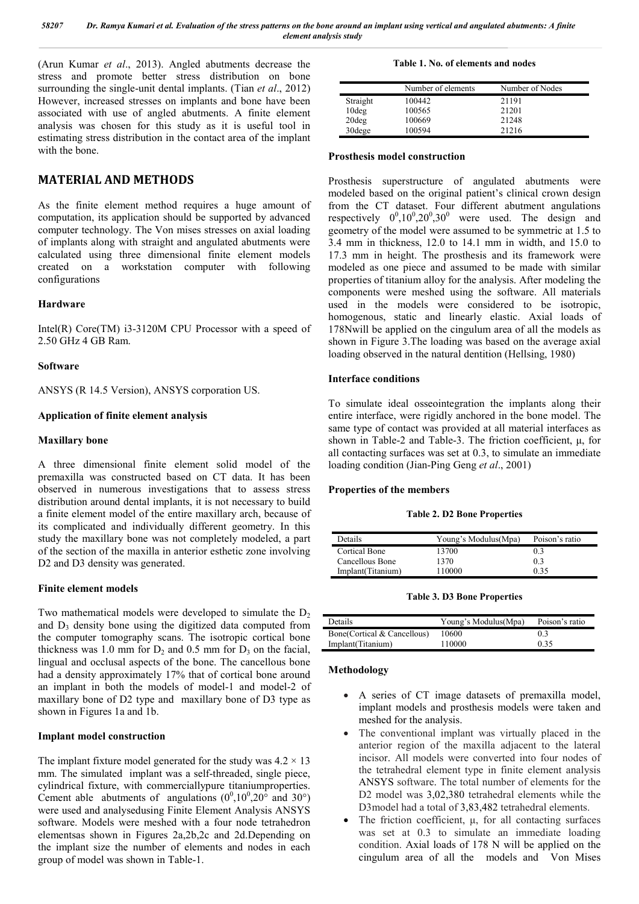(Arun Kumar *et al*., 2013). Angled abutments decrease the stress and promote better stress distribution on bone surrounding the single-unit dental implants. (Tian *et al*., 2012) However, increased stresses on implants and bone have been associated with use of angled abutments. A finite element analysis was chosen for this study as it is useful tool in estimating stress distribution in the contact area of the implant with the bone.

## MATERIAL AND METHODS

As the finite element method requires a huge amount of computation, its application should be supported by advanced computer technology. The Von mises stresses on axial loading of implants along with straight and angulated abutments were calculated using three dimensional finite element models created on a workstation computer with following configurations

### Hardware

Intel(R) Core(TM) i3-3120M CPU Processor with a speed of 2.50 GHz 4 GB Ram.

### Software

ANSYS (R 14.5 Version), ANSYS corporation US.

### Application of finite element analysis

### Maxillary bone

A three dimensional finite element solid model of the premaxilla was constructed based on CT data. It has been observed in numerous investigations that to assess stress distribution around dental implants, it is not necessary to build a finite element model of the entire maxillary arch, because of its complicated and individually different geometry. In this study the maxillary bone was not completely modeled, a part of the section of the maxilla in anterior esthetic zone involving D2 and D3 density was generated.

### Finite element models

Two mathematical models were developed to simulate the $D_2$ and $D_3$ density bone using the digitized data computed from the computer tomography scans. The isotropic cortical bone thickness was 1.0 mm for $D_2$ and 0.5 mm for $D_3$ on the facial, lingual and occlusal aspects of the bone. The cancellous bone had a density approximately 17% that of cortical bone around an implant in both the models of model-1 and model-2 of maxillary bone of D2 type and maxillary bone of D3 type as shown in Figures 1a and 1b.

### Implant model construction

The implant fixture model generated for the study was $4.2 \times 13$ mm. The simulated implant was a self-threaded, single piece, cylindrical fixture, with commerciallypure titaniumproperties. Cement able abutments of angulations ($0^0, 10^0, 20°$ and $30°$) were used and analysedusing Finite Element Analysis ANSYS software. Models were meshed with a four node tetrahedron elementsas shown in Figures 2a,2b,2c and 2d.Depending on the implant size the number of elements and nodes in each group of model was shown in Table-1.

**Table 1. No. of elements and nodes**

| | Number of elements | Number of Nodes |
|---|---|---|
| Straight | 100442 | 21191 |
| 10deg | 100565 | 21201 |
| 20deg | 100669 | 21248 |
| 30dege | 100594 | 21216 |

### Prosthesis model construction

Prosthesis superstructure of angulated abutments were modeled based on the original patient's clinical crown design from the CT dataset. Four different abutment angulations respectively $0^0, 10^0, 20^0, 30^0$ were used. The design and geometry of the model were assumed to be symmetric at 1.5 to 3.4 mm in thickness, 12.0 to 14.1 mm in width, and 15.0 to 17.3 mm in height. The prosthesis and its framework were modeled as one piece and assumed to be made with similar properties of titanium alloy for the analysis. After modeling the components were meshed using the software. All materials used in the models were considered to be isotropic, homogenous, static and linearly elastic. Axial loads of 178Nwill be applied on the cingulum area of all the models as shown in Figure 3.The loading was based on the average axial loading observed in the natural dentition (Hellsing, 1980)

### Interface conditions

To simulate ideal osseointegration the implants along their entire interface, were rigidly anchored in the bone model. The same type of contact was provided at all material interfaces as shown in Table-2 and Table-3. The friction coefficient, μ, for all contacting surfaces was set at 0.3, to simulate an immediate loading condition (Jian-Ping Geng *et al*., 2001)

### Properties of the members

**Table 2. D2 Bone Properties**

| Details | Young's Modulus(Mpa) | Poison's ratio |
|---|---|---|
| Cortical Bone | 13700 | 0.3 |
| Cancellous Bone | 1370 | 0.3 |
| Implant(Titanium) | 110000 | 0.35 |

**Table 3. D3 Bone Properties**

| Details | Young's Modulus(Mpa) | Poison's ratio |
|---|---|---|
| Bone(Cortical & Cancellous) | 10600 | 0.3 |
| Implant(Titanium) | 110000 | 0.35 |

### Methodology

- A series of CT image datasets of premaxilla model, implant models and prosthesis models were taken and meshed for the analysis.
- The conventional implant was virtually placed in the anterior region of the maxilla adjacent to the lateral incisor. All models were converted into four nodes of the tetrahedral element type in finite element analysis ANSYS software. The total number of elements for the D2 model was 3,02,380 tetrahedral elements while the D3model had a total of 3,83,482 tetrahedral elements.
- The friction coefficient, μ, for all contacting surfaces was set at 0.3 to simulate an immediate loading condition. Axial loads of 178 N will be applied on the cingulum area of all the models and Von Mises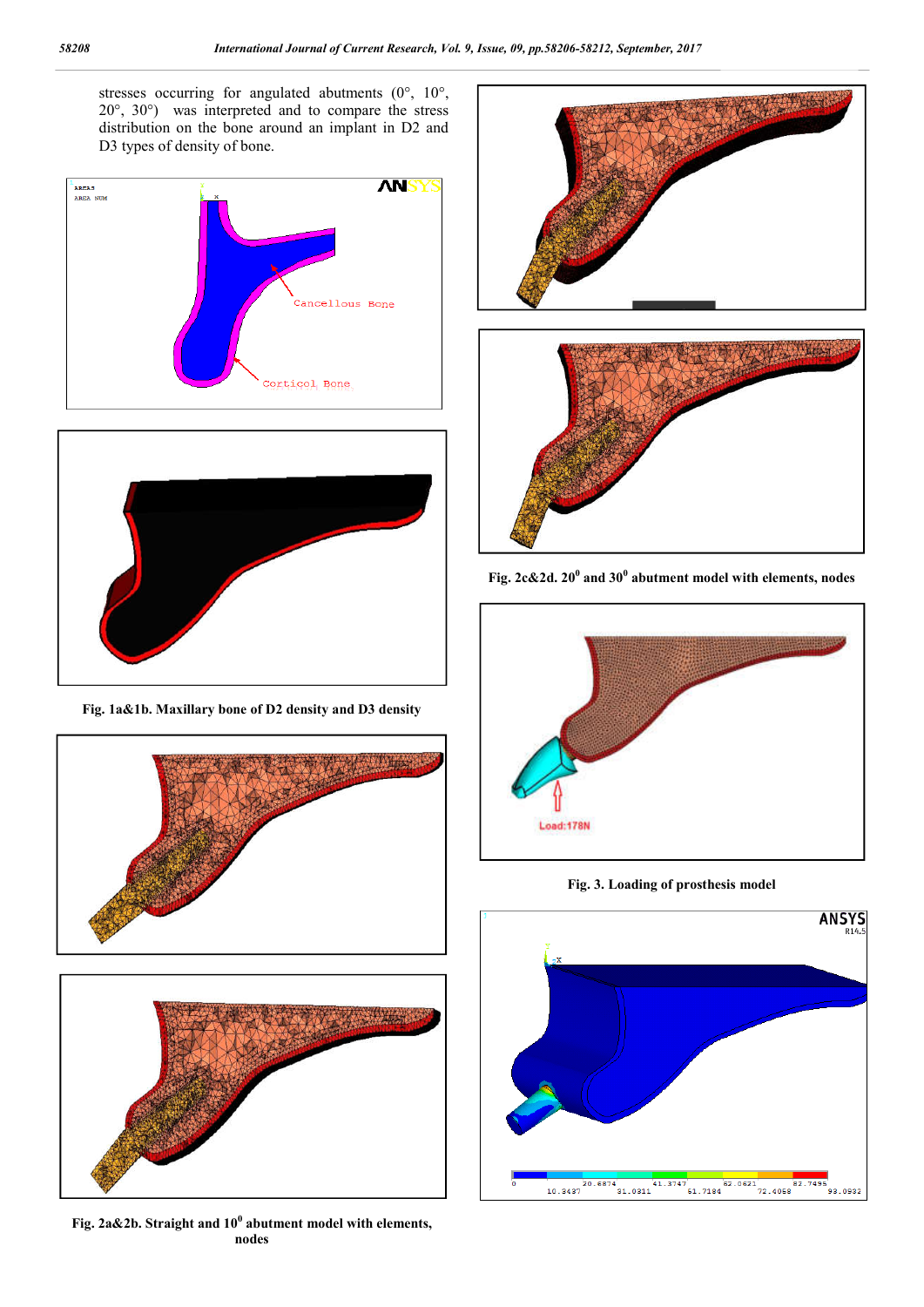stresses occurring for angulated abutments (0°, 10°, 20°, 30°) was interpreted and to compare the stress distribution on the bone around an implant in D2 and D3 types of density of bone.

**Fig. 1a&1b. Maxillary bone of D2 density and D3 density**

**Fig. 2a&2b. Straight and $10^0$ abutment model with elements, nodes**

**Fig. 2c&2d. $20^0$ and $30^0$ abutment model with elements, nodes**

**Fig. 3. Loading of prosthesis model**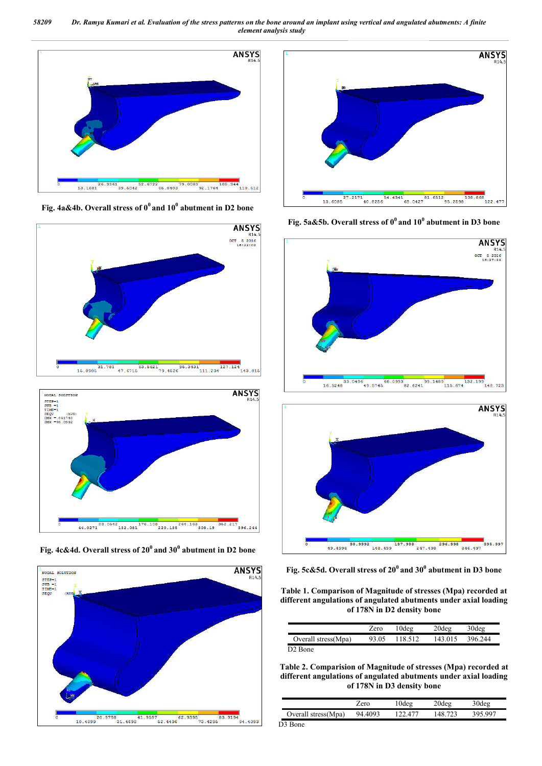Fig. 4a&4b. Overall stress of $0^0$ and $10^0$ abutment in D2 bone

Fig. 4c&4d. Overall stress of $20^0$ and $30^0$ abutment in D2 bone

Fig. 5a&5b. Overall stress of $0^0$ and $10^0$ abutment in D3 bone

Fig. 5c&5d. Overall stress of $20^0$ and $30^0$ abutment in D3 bone

**Table 1. Comparison of Magnitude of stresses (Mpa) recorded at different angulations of angulated abutments under axial loading of 178N in D2 density bone**

| | Zero | 10deg | 20deg | 30deg |
|---|---|---|---|---|
| Overall stress(Mpa) | 93.05 | 118.512 | 143.015 | 396.244 |

D2 Bone

**Table 2. Comparision of Magnitude of stresses (Mpa) recorded at different angulations of angulated abutments under axial loading of 178N in D3 density bone**

| | Zero | 10deg | 20deg | 30deg |
|---|---|---|---|---|
| Overall stress(Mpa) | 94.4093 | 122.477 | 148.723 | 395.997 |

D3 Bone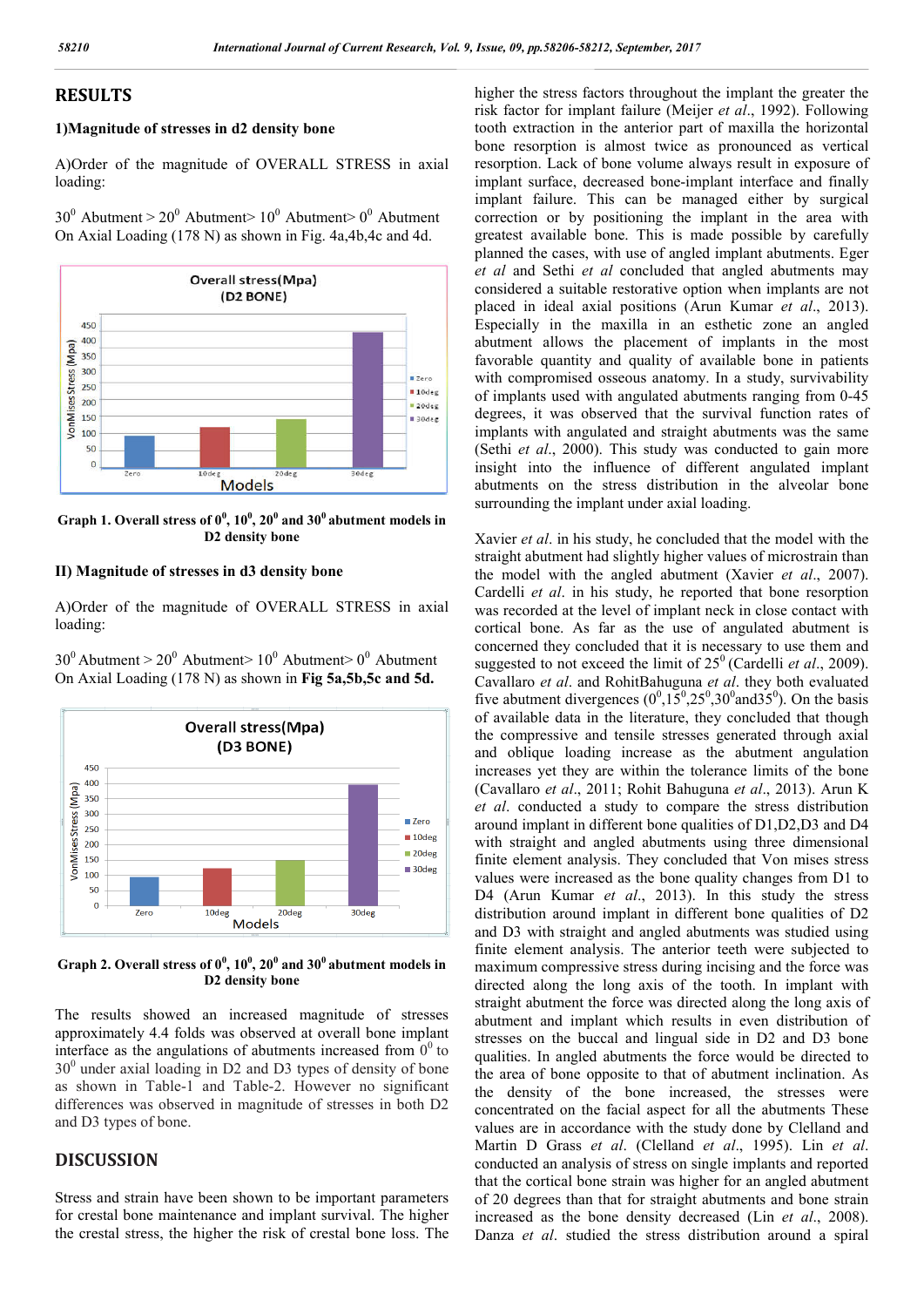## RESULTS

### 1)Magnitude of stresses in d2 density bone

A)Order of the magnitude of OVERALL STRESS in axial loading:

$30^0$ Abutment > $20^0$ Abutment> $10^0$ Abutment> $0^0$ Abutment On Axial Loading (178 N) as shown in Fig. 4a,4b,4c and 4d.

**Graph 1. Overall stress of $0^0$, $10^0$, $20^0$ and $30^0$ abutment models in D2 density bone**

### II) Magnitude of stresses in d3 density bone

A)Order of the magnitude of OVERALL STRESS in axial loading:

$30^0$ Abutment > $20^0$ Abutment> $10^0$ Abutment> $0^0$ Abutment On Axial Loading (178 N) as shown in **Fig 5a,5b,5c and 5d.**

**Graph 2. Overall stress of $0^0$, $10^0$, $20^0$ and $30^0$ abutment models in D2 density bone**

The results showed an increased magnitude of stresses approximately 4.4 folds was observed at overall bone implant interface as the angulations of abutments increased from $0^0$ to $30^0$ under axial loading in D2 and D3 types of density of bone as shown in Table-1 and Table-2. However no significant differences was observed in magnitude of stresses in both D2 and D3 types of bone.

## DISCUSSION

Stress and strain have been shown to be important parameters for crestal bone maintenance and implant survival. The higher the crestal stress, the higher the risk of crestal bone loss. The higher the stress factors throughout the implant the greater the risk factor for implant failure (Meijer *et al*., 1992). Following tooth extraction in the anterior part of maxilla the horizontal bone resorption is almost twice as pronounced as vertical resorption. Lack of bone volume always result in exposure of implant surface, decreased bone-implant interface and finally implant failure. This can be managed either by surgical correction or by positioning the implant in the area with greatest available bone. This is made possible by carefully planned the cases, with use of angled implant abutments. Eger *et al* and Sethi *et al* concluded that angled abutments may considered a suitable restorative option when implants are not placed in ideal axial positions (Arun Kumar *et al*., 2013). Especially in the maxilla in an esthetic zone an angled abutment allows the placement of implants in the most favorable quantity and quality of available bone in patients with compromised osseous anatomy. In a study, survivability of implants used with angulated abutments ranging from 0-45 degrees, it was observed that the survival function rates of implants with angulated and straight abutments was the same (Sethi *et al*., 2000). This study was conducted to gain more insight into the influence of different angulated implant abutments on the stress distribution in the alveolar bone surrounding the implant under axial loading.

Xavier *et al*. in his study, he concluded that the model with the straight abutment had slightly higher values of microstrain than the model with the angled abutment (Xavier *et al*., 2007). Cardelli *et al*. in his study, he reported that bone resorption was recorded at the level of implant neck in close contact with cortical bone. As far as the use of angulated abutment is concerned they concluded that it is necessary to use them and suggested to not exceed the limit of $25^0$ (Cardelli *et al*., 2009). Cavallaro *et al*. and RohitBahuguna *et al*. they both evaluated five abutment divergences ($0^0$,$15^0$,$25^0$,$30^0$and$35^0$). On the basis of available data in the literature, they concluded that though the compressive and tensile stresses generated through axial and oblique loading increase as the abutment angulation increases yet they are within the tolerance limits of the bone (Cavallaro *et al*., 2011; Rohit Bahuguna *et al*., 2013). Arun K *et al*. conducted a study to compare the stress distribution around implant in different bone qualities of D1,D2,D3 and D4 with straight and angled abutments using three dimensional finite element analysis. They concluded that Von mises stress values were increased as the bone quality changes from D1 to D4 (Arun Kumar *et al*., 2013). In this study the stress distribution around implant in different bone qualities of D2 and D3 with straight and angled abutments was studied using finite element analysis. The anterior teeth were subjected to maximum compressive stress during incising and the force was directed along the long axis of the tooth. In implant with straight abutment the force was directed along the long axis of abutment and implant which results in even distribution of stresses on the buccal and lingual side in D2 and D3 bone qualities. In angled abutments the force would be directed to the area of bone opposite to that of abutment inclination. As the density of the bone increased, the stresses were concentrated on the facial aspect for all the abutments These values are in accordance with the study done by Clelland and Martin D Grass *et al*. (Clelland *et al*., 1995). Lin *et al*. conducted an analysis of stress on single implants and reported that the cortical bone strain was higher for an angled abutment of 20 degrees than that for straight abutments and bone strain increased as the bone density decreased (Lin *et al*., 2008). Danza *et al*. studied the stress distribution around a spiral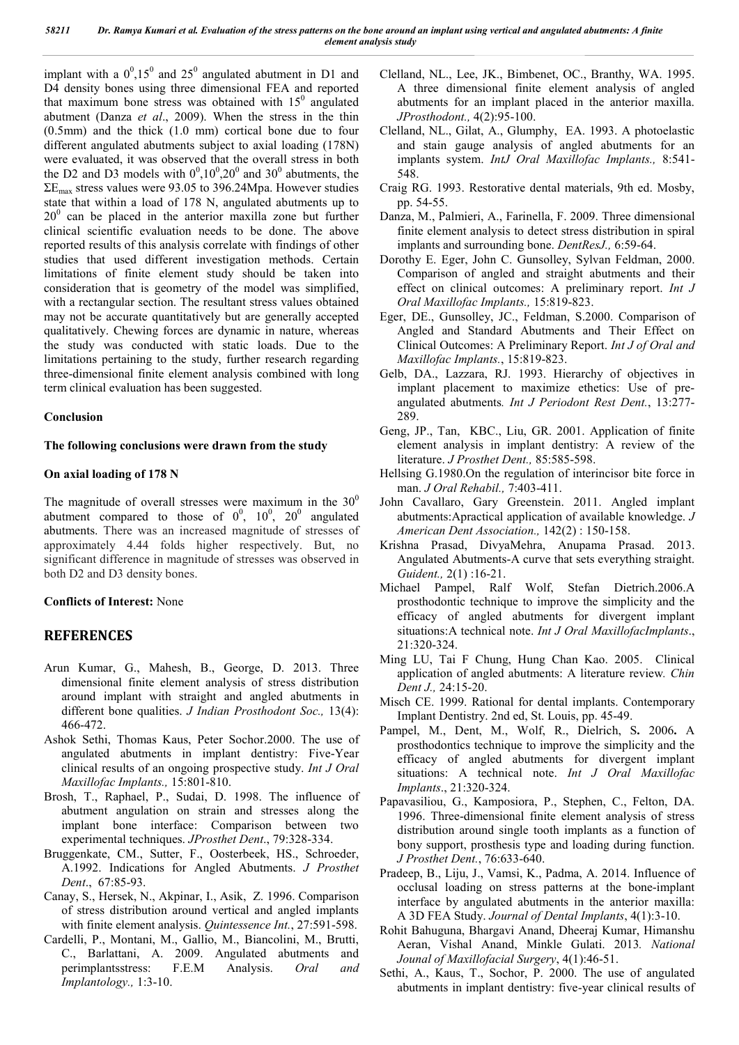implant with a $0^0$,$15^0$ and $25^0$ angulated abutment in D1 and D4 density bones using three dimensional FEA and reported that maximum bone stress was obtained with $15^0$ angulated abutment (Danza *et al*., 2009). When the stress in the thin (0.5mm) and the thick (1.0 mm) cortical bone due to four different angulated abutments subject to axial loading (178N) were evaluated, it was observed that the overall stress in both the D2 and D3 models with $0^0$,$10^0$,$20^0$ and $30^0$ abutments, the $\Sigma E_{max}$ stress values were 93.05 to 396.24Mpa. However studies state that within a load of 178 N, angulated abutments up to $20^0$ can be placed in the anterior maxilla zone but further clinical scientific evaluation needs to be done. The above reported results of this analysis correlate with findings of other studies that used different investigation methods. Certain limitations of finite element study should be taken into consideration that is geometry of the model was simplified, with a rectangular section. The resultant stress values obtained may not be accurate quantitatively but are generally accepted qualitatively. Chewing forces are dynamic in nature, whereas the study was conducted with static loads. Due to the limitations pertaining to the study, further research regarding three-dimensional finite element analysis combined with long term clinical evaluation has been suggested.

## Conclusion

**The following conclusions were drawn from the study**

**On axial loading of 178 N**

The magnitude of overall stresses were maximum in the $30^0$ abutment compared to those of $0^0$, $10^0$, $20^0$ angulated abutments. There was an increased magnitude of stresses of approximately 4.44 folds higher respectively. But, no significant difference in magnitude of stresses was observed in both D2 and D3 density bones.

**Conflicts of Interest:** None

## REFERENCES

- Arun Kumar, G., Mahesh, B., George, D. 2013. Three dimensional finite element analysis of stress distribution around implant with straight and angled abutments in different bone qualities. *J Indian Prosthodont Soc.,* 13(4): 466-472.
- Ashok Sethi, Thomas Kaus, Peter Sochor.2000. The use of angulated abutments in implant dentistry: Five-Year clinical results of an ongoing prospective study. *Int J Oral Maxillofac Implants.,* 15:801-810.
- Brosh, T., Raphael, P., Sudai, D. 1998. The influence of abutment angulation on strain and stresses along the implant bone interface: Comparison between two experimental techniques. *JProsthet Dent*., 79:328-334.
- Bruggenkate, CM., Sutter, F., Oosterbeek, HS., Schroeder, A.1992. Indications for Angled Abutments. *J Prosthet Dent*., 67:85-93.
- Canay, S., Hersek, N., Akpinar, I., Asik, Z. 1996. Comparison of stress distribution around vertical and angled implants with finite element analysis. *Quintessence Int.*, 27:591-598.
- Cardelli, P., Montani, M., Gallio, M., Biancolini, M., Brutti, C., Barlattani, A. 2009. Angulated abutments and perimplantsstress: F.E.M Analysis. *Oral and Implantology.,* 1:3-10.
- Clelland, NL., Lee, JK., Bimbenet, OC., Branthy, WA. 1995. A three dimensional finite element analysis of angled abutments for an implant placed in the anterior maxilla. *JProsthodont.,* 4(2):95-100.
- Clelland, NL., Gilat, A., Glumphy, EA. 1993. A photoelastic and stain gauge analysis of angled abutments for an implants system. *IntJ Oral Maxillofac Implants.,* 8:541-548.
- Craig RG. 1993. Restorative dental materials, 9th ed. Mosby, pp. 54-55.
- Danza, M., Palmieri, A., Farinella, F. 2009. Three dimensional finite element analysis to detect stress distribution in spiral implants and surrounding bone. *DentResJ.,* 6:59-64.
- Dorothy E. Eger, John C. Gunsolley, Sylvan Feldman, 2000. Comparison of angled and straight abutments and their effect on clinical outcomes: A preliminary report. *Int J Oral Maxillofac Implants.,* 15:819-823.
- Eger, DE., Gunsolley, JC., Feldman, S.2000. Comparison of Angled and Standard Abutments and Their Effect on Clinical Outcomes: A Preliminary Report. *Int J of Oral and Maxillofac Implants.*, 15:819-823.
- Gelb, DA., Lazzara, RJ. 1993. Hierarchy of objectives in implant placement to maximize ethetics: Use of pre-angulated abutments*. Int J Periodont Rest Dent.*, 13:277-289.
- Geng, JP., Tan, KBC., Liu, GR. 2001. Application of finite element analysis in implant dentistry: A review of the literature. *J Prosthet Dent.,* 85:585-598.
- Hellsing G.1980.On the regulation of interincisor bite force in man. *J Oral Rehabil.,* 7:403-411.
- John Cavallaro, Gary Greenstein. 2011. Angled implant abutments:Apractical application of available knowledge. *J American Dent Association.,* 142(2) : 150-158.
- Krishna Prasad, DivyaMehra, Anupama Prasad. 2013. Angulated Abutments-A curve that sets everything straight. *Guident.,* 2(1) :16-21.
- Michael Pampel, Ralf Wolf, Stefan Dietrich.2006.A prosthodontic technique to improve the simplicity and the efficacy of angled abutments for divergent implant situations:A technical note. *Int J Oral MaxillofacImplants*., 21:320-324.
- Ming LU, Tai F Chung, Hung Chan Kao. 2005. Clinical application of angled abutments: A literature review*. Chin Dent J.,* 24:15-20.
- Misch CE. 1999. Rational for dental implants. Contemporary Implant Dentistry. 2nd ed, St. Louis, pp. 45-49.
- Pampel, M., Dent, M., Wolf, R., Dielrich, S**.** 2006**.** A prosthodontics technique to improve the simplicity and the efficacy of angled abutments for divergent implant situations: A technical note. *Int J Oral Maxillofac Implants*., 21:320-324.
- Papavasiliou, G., Kamposiora, P., Stephen, C., Felton, DA. 1996. Three-dimensional finite element analysis of stress distribution around single tooth implants as a function of bony support, prosthesis type and loading during function. *J Prosthet Dent.*, 76:633-640.
- Pradeep, B., Liju, J., Vamsi, K., Padma, A. 2014. Influence of occlusal loading on stress patterns at the bone-implant interface by angulated abutments in the anterior maxilla: A 3D FEA Study. *Journal of Dental Implants*, 4(1):3-10.
- Rohit Bahuguna, Bhargavi Anand, Dheeraj Kumar, Himanshu Aeran, Vishal Anand, Minkle Gulati. 2013*. National Jouanl of Maxillofacial Surgery*, 4(1):46-51.
- Sethi, A., Kaus, T., Sochor, P. 2000. The use of angulated abutments in implant dentistry: five-year clinical results of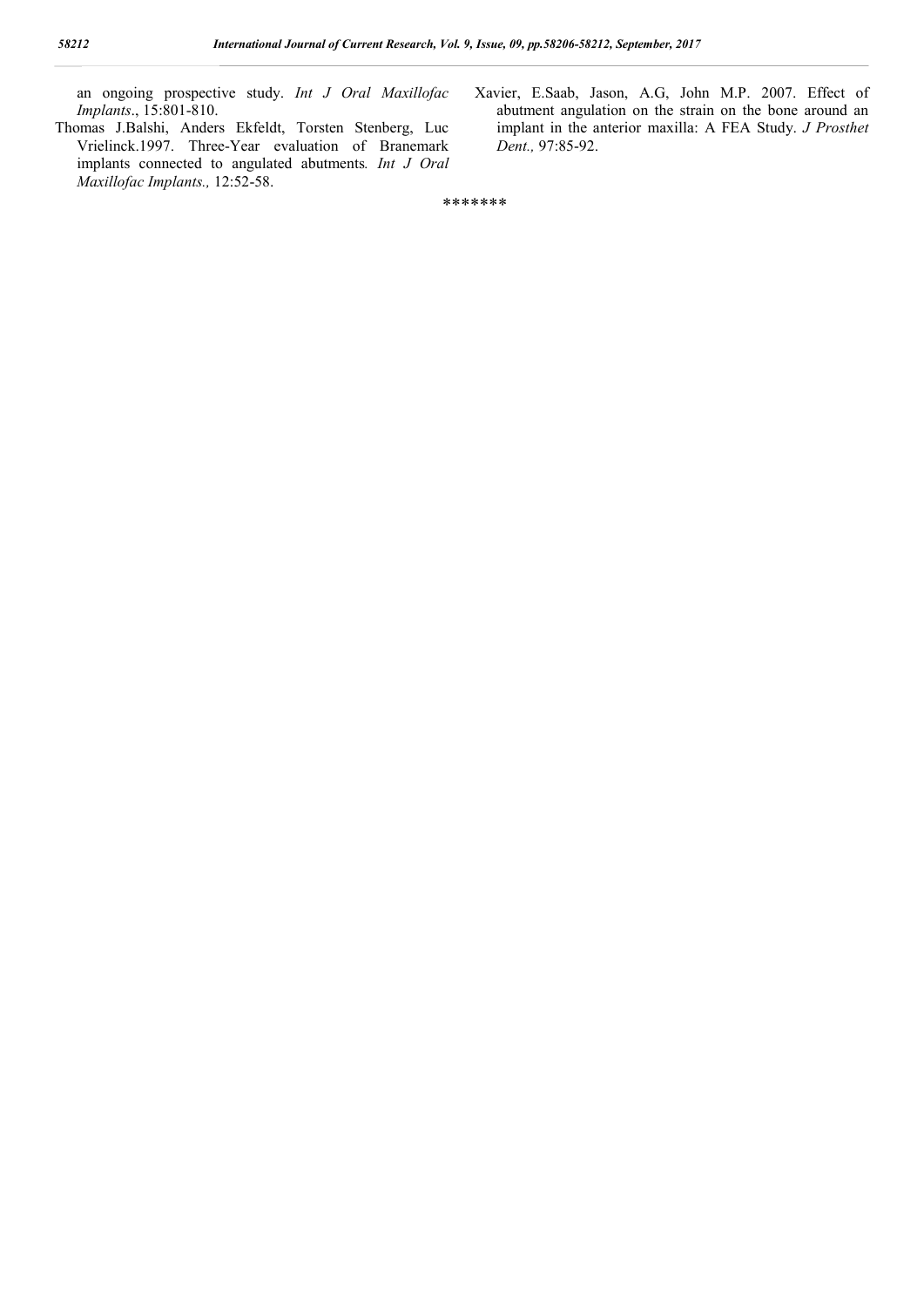an ongoing prospective study. *Int J Oral Maxillofac Implants*., 15:801-810.

Thomas J.Balshi, Anders Ekfeldt, Torsten Stenberg, Luc Vrielinck.1997. Three-Year evaluation of Branemark implants connected to angulated abutments. *Int J Oral Maxillofac Implants.,* 12:52-58.

Xavier, E.Saab, Jason, A.G, John M.P. 2007. Effect of abutment angulation on the strain on the bone around an implant in the anterior maxilla: A FEA Study. *J Prosthet Dent.,* 97:85-92.

*******